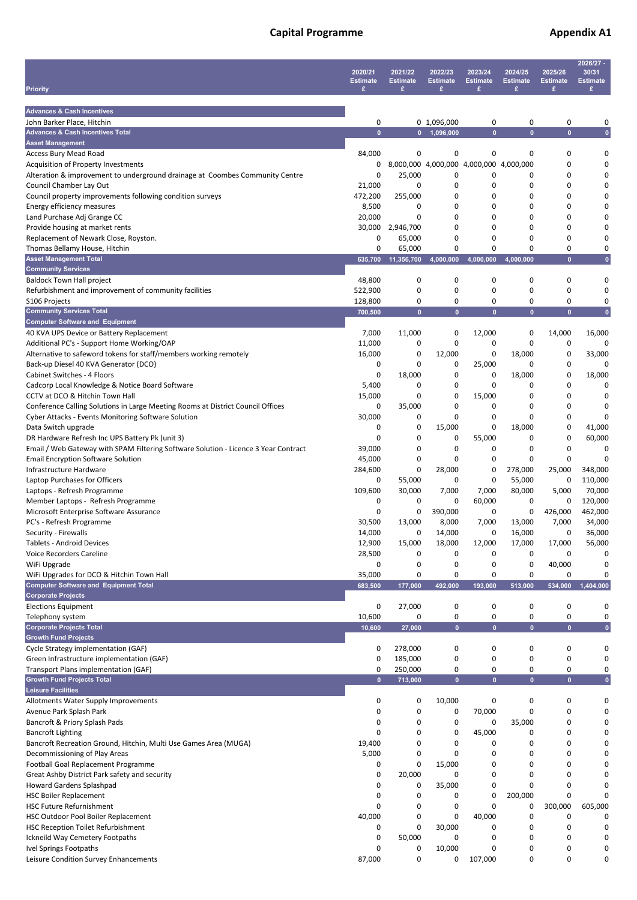# Capital Programme

## Appendix A1

| Priority | 2020/21 Estimate £ | 2021/22 Estimate £ | 2022/23 Estimate £ | 2023/24 Estimate £ | 2024/25 Estimate £ | 2025/26 Estimate £ | 2026/27 - 30/31 Estimate £ |
|---|---|---|---|---|---|---|---|
| **Advances & Cash Incentives** | | | | | | | |
| John Barker Place, Hitchin | 0 | 0 | 1,096,000 | 0 | 0 | 0 | 0 |
| **Advances & Cash Incentives Total** | **0** | **0** | **1,096,000** | **0** | **0** | **0** | **0** |
| **Asset Management** | | | | | | | |
| Access Bury Mead Road | 84,000 | 0 | 0 | 0 | 0 | 0 | 0 |
| Acquisition of Property Investments | 0 | 8,000,000 | 4,000,000 | 4,000,000 | 4,000,000 | 0 | 0 |
| Alteration & improvement to underground drainage at Coombes Community Centre | 0 | 25,000 | 0 | 0 | 0 | 0 | 0 |
| Council Chamber Lay Out | 21,000 | 0 | 0 | 0 | 0 | 0 | 0 |
| Council property improvements following condition surveys | 472,200 | 255,000 | 0 | 0 | 0 | 0 | 0 |
| Energy efficiency measures | 8,500 | 0 | 0 | 0 | 0 | 0 | 0 |
| Land Purchase Adj Grange CC | 20,000 | 0 | 0 | 0 | 0 | 0 | 0 |
| Provide housing at market rents | 30,000 | 2,946,700 | 0 | 0 | 0 | 0 | 0 |
| Replacement of Newark Close, Royston. | 0 | 65,000 | 0 | 0 | 0 | 0 | 0 |
| Thomas Bellamy House, Hitchin | 0 | 65,000 | 0 | 0 | 0 | 0 | 0 |
| **Asset Management Total** | **635,700** | **11,356,700** | **4,000,000** | **4,000,000** | **4,000,000** | **0** | **0** |
| **Community Services** | | | | | | | |
| Baldock Town Hall project | 48,800 | 0 | 0 | 0 | 0 | 0 | 0 |
| Refurbishment and improvement of community facilities | 522,900 | 0 | 0 | 0 | 0 | 0 | 0 |
| S106 Projects | 128,800 | 0 | 0 | 0 | 0 | 0 | 0 |
| **Community Services Total** | **700,500** | **0** | **0** | **0** | **0** | **0** | **0** |
| **Computer Software and Equipment** | | | | | | | |
| 40 KVA UPS Device or Battery Replacement | 7,000 | 11,000 | 0 | 12,000 | 0 | 14,000 | 16,000 |
| Additional PC's - Support Home Working/OAP | 11,000 | 0 | 0 | 0 | 0 | 0 | 0 |
| Alternative to safeword tokens for staff/members working remotely | 16,000 | 0 | 12,000 | 0 | 18,000 | 0 | 33,000 |
| Back-up Diesel 40 KVA Generator (DCO) | 0 | 0 | 0 | 25,000 | 0 | 0 | 0 |
| Cabinet Switches - 4 Floors | 0 | 18,000 | 0 | 0 | 18,000 | 0 | 18,000 |
| Cadcorp Local Knowledge & Notice Board Software | 5,400 | 0 | 0 | 0 | 0 | 0 | 0 |
| CCTV at DCO & Hitchin Town Hall | 15,000 | 0 | 0 | 15,000 | 0 | 0 | 0 |
| Conference Calling Solutions in Large Meeting Rooms at District Council Offices | 0 | 35,000 | 0 | 0 | 0 | 0 | 0 |
| Cyber Attacks - Events Monitoring Software Solution | 30,000 | 0 | 0 | 0 | 0 | 0 | 0 |
| Data Switch upgrade | 0 | 0 | 15,000 | 0 | 18,000 | 0 | 41,000 |
| DR Hardware Refresh Inc UPS Battery Pk (unit 3) | 0 | 0 | 0 | 55,000 | 0 | 0 | 60,000 |
| Email / Web Gateway with SPAM Filtering Software Solution - Licence 3 Year Contract | 39,000 | 0 | 0 | 0 | 0 | 0 | 0 |
| Email Encryption Software Solution | 45,000 | 0 | 0 | 0 | 0 | 0 | 0 |
| Infrastructure Hardware | 284,600 | 0 | 28,000 | 0 | 278,000 | 25,000 | 348,000 |
| Laptop Purchases for Officers | 0 | 55,000 | 0 | 0 | 55,000 | 0 | 110,000 |
| Laptops - Refresh Programme | 109,600 | 30,000 | 7,000 | 7,000 | 80,000 | 5,000 | 70,000 |
| Member Laptops - Refresh Programme | 0 | 0 | 0 | 60,000 | 0 | 0 | 120,000 |
| Microsoft Enterprise Software Assurance | 0 | 0 | 390,000 | 0 | 0 | 426,000 | 462,000 |
| PC's - Refresh Programme | 30,500 | 13,000 | 8,000 | 7,000 | 13,000 | 7,000 | 34,000 |
| Security - Firewalls | 14,000 | 0 | 14,000 | 0 | 16,000 | 0 | 36,000 |
| Tablets - Android Devices | 12,900 | 15,000 | 18,000 | 12,000 | 17,000 | 17,000 | 56,000 |
| Voice Recorders Careline | 28,500 | 0 | 0 | 0 | 0 | 0 | 0 |
| WiFi Upgrade | 0 | 0 | 0 | 0 | 0 | 40,000 | 0 |
| WiFi Upgrades for DCO & Hitchin Town Hall | 35,000 | 0 | 0 | 0 | 0 | 0 | 0 |
| **Computer Software and Equipment Total** | **683,500** | **177,000** | **492,000** | **193,000** | **513,000** | **534,000** | **1,404,000** |
| **Corporate Projects** | | | | | | | |
| Elections Equipment | 0 | 27,000 | 0 | 0 | 0 | 0 | 0 |
| Telephony system | 10,600 | 0 | 0 | 0 | 0 | 0 | 0 |
| **Corporate Projects Total** | **10,600** | **27,000** | **0** | **0** | **0** | **0** | **0** |
| **Growth Fund Projects** | | | | | | | |
| Cycle Strategy implementation (GAF) | 0 | 278,000 | 0 | 0 | 0 | 0 | 0 |
| Green Infrastructure implementation (GAF) | 0 | 185,000 | 0 | 0 | 0 | 0 | 0 |
| Transport Plans implementation (GAF) | 0 | 250,000 | 0 | 0 | 0 | 0 | 0 |
| **Growth Fund Projects Total** | **0** | **713,000** | **0** | **0** | **0** | **0** | **0** |
| **Leisure Facilities** | | | | | | | |
| Allotments Water Supply Improvements | 0 | 0 | 10,000 | 0 | 0 | 0 | 0 |
| Avenue Park Splash Park | 0 | 0 | 0 | 70,000 | 0 | 0 | 0 |
| Bancroft & Priory Splash Pads | 0 | 0 | 0 | 0 | 35,000 | 0 | 0 |
| Bancroft Lighting | 0 | 0 | 0 | 45,000 | 0 | 0 | 0 |
| Bancroft Recreation Ground, Hitchin, Multi Use Games Area (MUGA) | 19,400 | 0 | 0 | 0 | 0 | 0 | 0 |
| Decommissioning of Play Areas | 5,000 | 0 | 0 | 0 | 0 | 0 | 0 |
| Football Goal Replacement Programme | 0 | 0 | 15,000 | 0 | 0 | 0 | 0 |
| Great Ashby District Park safety and security | 0 | 20,000 | 0 | 0 | 0 | 0 | 0 |
| Howard Gardens Splashpad | 0 | 0 | 35,000 | 0 | 0 | 0 | 0 |
| HSC Boiler Replacement | 0 | 0 | 0 | 0 | 200,000 | 0 | 0 |
| HSC Future Refurnishment | 0 | 0 | 0 | 0 | 0 | 300,000 | 605,000 |
| HSC Outdoor Pool Boiler Replacement | 40,000 | 0 | 0 | 40,000 | 0 | 0 | 0 |
| HSC Reception Toilet Refurbishment | 0 | 0 | 30,000 | 0 | 0 | 0 | 0 |
| Ickneild Way Cemetery Footpaths | 0 | 50,000 | 0 | 0 | 0 | 0 | 0 |
| Ivel Springs Footpaths | 0 | 0 | 10,000 | 0 | 0 | 0 | 0 |
| Leisure Condition Survey Enhancements | 87,000 | 0 | 0 | 107,000 | 0 | 0 | 0 |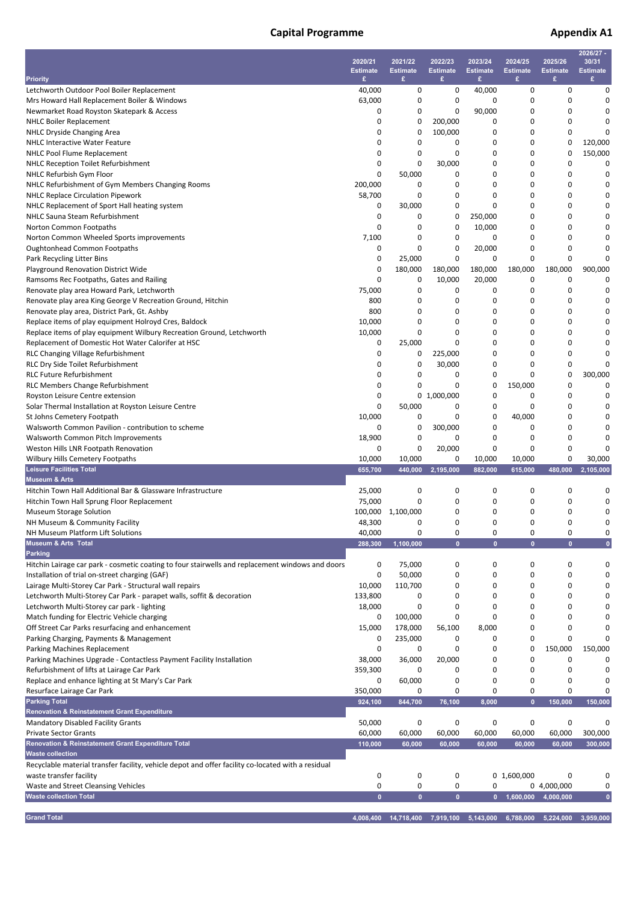# Capital Programme

## Appendix A1

| Priority | 2020/21 Estimate £ | 2021/22 Estimate £ | 2022/23 Estimate £ | 2023/24 Estimate £ | 2024/25 Estimate £ | 2025/26 Estimate £ | 2026/27 - 30/31 Estimate £ |
|---|---|---|---|---|---|---|---|
| Letchworth Outdoor Pool Boiler Replacement | 40,000 | 0 | 0 | 40,000 | 0 | 0 | 0 |
| Mrs Howard Hall Replacement Boiler & Windows | 63,000 | 0 | 0 | 0 | 0 | 0 | 0 |
| Newmarket Road Royston Skatepark & Access | 0 | 0 | 0 | 90,000 | 0 | 0 | 0 |
| NHLC Boiler Replacement | 0 | 0 | 200,000 | 0 | 0 | 0 | 0 |
| NHLC Dryside Changing Area | 0 | 0 | 100,000 | 0 | 0 | 0 | 0 |
| NHLC Interactive Water Feature | 0 | 0 | 0 | 0 | 0 | 0 | 120,000 |
| NHLC Pool Flume Replacement | 0 | 0 | 0 | 0 | 0 | 0 | 150,000 |
| NHLC Reception Toilet Refurbishment | 0 | 0 | 30,000 | 0 | 0 | 0 | 0 |
| NHLC Refurbish Gym Floor | 0 | 50,000 | 0 | 0 | 0 | 0 | 0 |
| NHLC Refurbishment of Gym Members Changing Rooms | 200,000 | 0 | 0 | 0 | 0 | 0 | 0 |
| NHLC Replace Circulation Pipework | 58,700 | 0 | 0 | 0 | 0 | 0 | 0 |
| NHLC Replacement of Sport Hall heating system | 0 | 30,000 | 0 | 0 | 0 | 0 | 0 |
| NHLC Sauna Steam Refurbishment | 0 | 0 | 0 | 250,000 | 0 | 0 | 0 |
| Norton Common Footpaths | 0 | 0 | 0 | 10,000 | 0 | 0 | 0 |
| Norton Common Wheeled Sports improvements | 7,100 | 0 | 0 | 0 | 0 | 0 | 0 |
| Oughtonhead Common Footpaths | 0 | 0 | 0 | 20,000 | 0 | 0 | 0 |
| Park Recycling Litter Bins | 0 | 25,000 | 0 | 0 | 0 | 0 | 0 |
| Playground Renovation District Wide | 0 | 180,000 | 180,000 | 180,000 | 180,000 | 180,000 | 900,000 |
| Ramsoms Rec Footpaths, Gates and Railing | 0 | 0 | 10,000 | 20,000 | 0 | 0 | 0 |
| Renovate play area Howard Park, Letchworth | 75,000 | 0 | 0 | 0 | 0 | 0 | 0 |
| Renovate play area King George V Recreation Ground, Hitchin | 800 | 0 | 0 | 0 | 0 | 0 | 0 |
| Renovate play area, District Park, Gt. Ashby | 800 | 0 | 0 | 0 | 0 | 0 | 0 |
| Replace items of play equipment Holroyd Cres, Baldock | 10,000 | 0 | 0 | 0 | 0 | 0 | 0 |
| Replace items of play equipment Wilbury Recreation Ground, Letchworth | 10,000 | 0 | 0 | 0 | 0 | 0 | 0 |
| Replacement of Domestic Hot Water Calorifer at HSC | 0 | 25,000 | 0 | 0 | 0 | 0 | 0 |
| RLC Changing Village Refurbishment | 0 | 0 | 225,000 | 0 | 0 | 0 | 0 |
| RLC Dry Side Toilet Refurbishment | 0 | 0 | 30,000 | 0 | 0 | 0 | 0 |
| RLC Future Refurbishment | 0 | 0 | 0 | 0 | 0 | 0 | 300,000 |
| RLC Members Change Refurbishment | 0 | 0 | 0 | 0 | 150,000 | 0 | 0 |
| Royston Leisure Centre extension | 0 | 0 | 1,000,000 | 0 | 0 | 0 | 0 |
| Solar Thermal Installation at Royston Leisure Centre | 0 | 50,000 | 0 | 0 | 0 | 0 | 0 |
| St Johns Cemetery Footpath | 10,000 | 0 | 0 | 0 | 40,000 | 0 | 0 |
| Walsworth Common Pavilion - contribution to scheme | 0 | 0 | 300,000 | 0 | 0 | 0 | 0 |
| Walsworth Common Pitch Improvements | 18,900 | 0 | 0 | 0 | 0 | 0 | 0 |
| Weston Hills LNR Footpath Renovation | 0 | 0 | 20,000 | 0 | 0 | 0 | 0 |
| Wilbury Hills Cemetery Footpaths | 10,000 | 10,000 | 0 | 10,000 | 10,000 | 0 | 30,000 |
| **Leisure Facilities Total** | **655,700** | **440,000** | **2,195,000** | **882,000** | **615,000** | **480,000** | **2,105,000** |
| **Museum & Arts** | | | | | | | |
| Hitchin Town Hall Additional Bar & Glassware Infrastructure | 25,000 | 0 | 0 | 0 | 0 | 0 | 0 |
| Hitchin Town Hall Sprung Floor Replacement | 75,000 | 0 | 0 | 0 | 0 | 0 | 0 |
| Museum Storage Solution | 100,000 | 1,100,000 | 0 | 0 | 0 | 0 | 0 |
| NH Museum & Community Facility | 48,300 | 0 | 0 | 0 | 0 | 0 | 0 |
| NH Museum Platform Lift Solutions | 40,000 | 0 | 0 | 0 | 0 | 0 | 0 |
| **Museum & Arts Total** | **288,300** | **1,100,000** | **0** | **0** | **0** | **0** | **0** |
| **Parking** | | | | | | | |
| Hitchin Lairage car park - cosmetic coating to four stairwells and replacement windows and doors | 0 | 75,000 | 0 | 0 | 0 | 0 | 0 |
| Installation of trial on-street charging (GAF) | 0 | 50,000 | 0 | 0 | 0 | 0 | 0 |
| Lairage Multi-Storey Car Park - Structural wall repairs | 10,000 | 110,700 | 0 | 0 | 0 | 0 | 0 |
| Letchworth Multi-Storey Car Park - parapet walls, soffit & decoration | 133,800 | 0 | 0 | 0 | 0 | 0 | 0 |
| Letchworth Multi-Storey car park - lighting | 18,000 | 0 | 0 | 0 | 0 | 0 | 0 |
| Match funding for Electric Vehicle charging | 0 | 100,000 | 0 | 0 | 0 | 0 | 0 |
| Off Street Car Parks resurfacing and enhancement | 15,000 | 178,000 | 56,100 | 8,000 | 0 | 0 | 0 |
| Parking Charging, Payments & Management | 0 | 235,000 | 0 | 0 | 0 | 0 | 0 |
| Parking Machines Replacement | 0 | 0 | 0 | 0 | 0 | 150,000 | 150,000 |
| Parking Machines Upgrade - Contactless Payment Facility Installation | 38,000 | 36,000 | 20,000 | 0 | 0 | 0 | 0 |
| Refurbishment of lifts at Lairage Car Park | 359,300 | 0 | 0 | 0 | 0 | 0 | 0 |
| Replace and enhance lighting at St Mary's Car Park | 0 | 60,000 | 0 | 0 | 0 | 0 | 0 |
| Resurface Lairage Car Park | 350,000 | 0 | 0 | 0 | 0 | 0 | 0 |
| **Parking Total** | **924,100** | **844,700** | **76,100** | **8,000** | **0** | **150,000** | **150,000** |
| **Renovation & Reinstatement Grant Expenditure** | | | | | | | |
| Mandatory Disabled Facility Grants | 50,000 | 0 | 0 | 0 | 0 | 0 | 0 |
| Private Sector Grants | 60,000 | 60,000 | 60,000 | 60,000 | 60,000 | 60,000 | 300,000 |
| **Renovation & Reinstatement Grant Expenditure Total** | **110,000** | **60,000** | **60,000** | **60,000** | **60,000** | **60,000** | **300,000** |
| **Waste collection** | | | | | | | |
| Recyclable material transfer facility, vehicle depot and offer facility co-located with a residual waste transfer facility | 0 | 0 | 0 | 0 | 1,600,000 | 0 | 0 |
| Waste and Street Cleansing Vehicles | 0 | 0 | 0 | 0 | 0 | 4,000,000 | 0 |
| **Waste collection Total** | **0** | **0** | **0** | **0** | **1,600,000** | **4,000,000** | **0** |
| **Grand Total** | **4,008,400** | **14,718,400** | **7,919,100** | **5,143,000** | **6,788,000** | **5,224,000** | **3,959,000** |